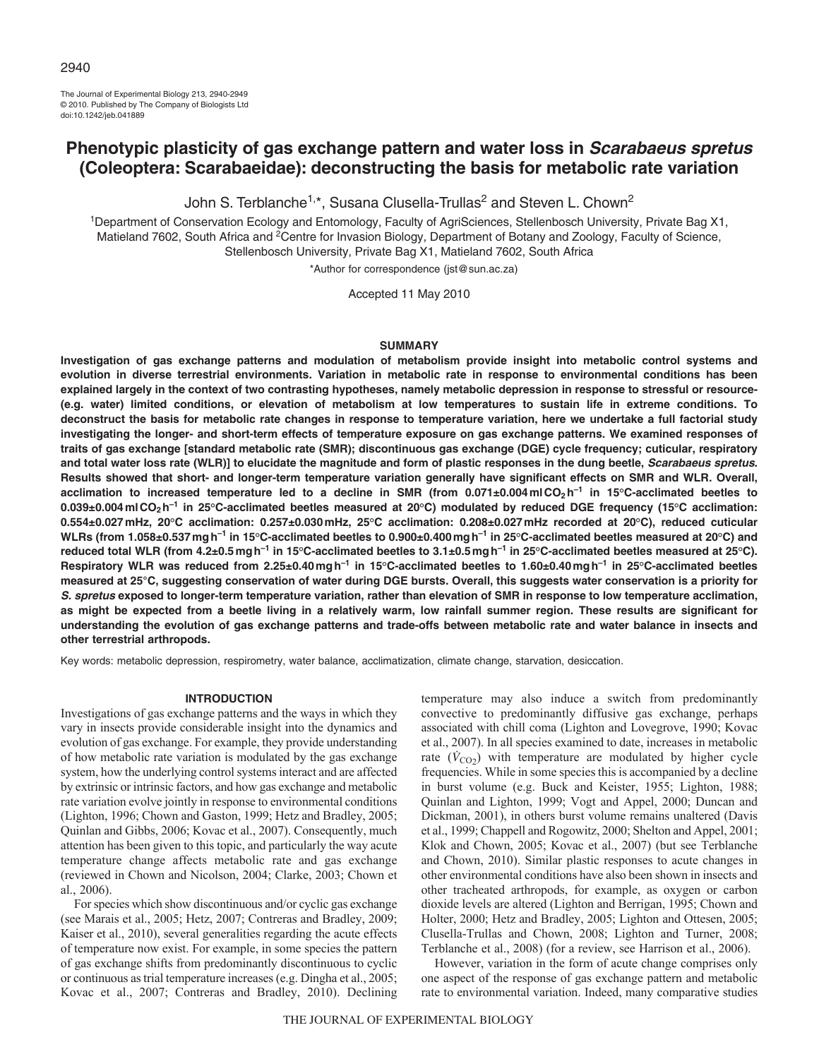# Phenotypic plasticity of gas exchange pattern and water loss in *Scarabaeus spretus* (Coleoptera: Scarabaeidae): deconstructing the basis for metabolic rate variation

John S. Terblanche[1,*], Susana Clusella-Trullas[2] and Steven L. Chown[2]

[1]Department of Conservation Ecology and Entomology, Faculty of AgriSciences, Stellenbosch University, Private Bag X1, Matieland 7602, South Africa and [2]Centre for Invasion Biology, Department of Botany and Zoology, Faculty of Science, Stellenbosch University, Private Bag X1, Matieland 7602, South Africa

*Author for correspondence (jst@sun.ac.za)

Accepted 11 May 2010

## SUMMARY

**Investigation of gas exchange patterns and modulation of metabolism provide insight into metabolic control systems and evolution in diverse terrestrial environments. Variation in metabolic rate in response to environmental conditions has been explained largely in the context of two contrasting hypotheses, namely metabolic depression in response to stressful or resource- (e.g. water) limited conditions, or elevation of metabolism at low temperatures to sustain life in extreme conditions. To deconstruct the basis for metabolic rate changes in response to temperature variation, here we undertake a full factorial study investigating the longer- and short-term effects of temperature exposure on gas exchange patterns. We examined responses of traits of gas exchange [standard metabolic rate (SMR); discontinuous gas exchange (DGE) cycle frequency; cuticular, respiratory and total water loss rate (WLR)] to elucidate the magnitude and form of plastic responses in the dung beetle, *Scarabaeus spretus*. Results showed that short- and longer-term temperature variation generally have significant effects on SMR and WLR. Overall, acclimation to increased temperature led to a decline in SMR (from 0.071±0.004 ml $CO_2$ h$^{-1}$ in 15°C-acclimated beetles to 0.039±0.004 ml $CO_2$ h$^{-1}$ in 25°C-acclimated beetles measured at 20°C) modulated by reduced DGE frequency (15°C acclimation: 0.554±0.027 mHz, 20°C acclimation: 0.257±0.030 mHz, 25°C acclimation: 0.208±0.027 mHz recorded at 20°C), reduced cuticular WLRs (from 1.058±0.537 mg h$^{-1}$ in 15°C-acclimated beetles to 0.900±0.400 mg h$^{-1}$ in 25°C-acclimated beetles measured at 20°C) and reduced total WLR (from 4.2±0.5 mg h$^{-1}$ in 15°C-acclimated beetles to 3.1±0.5 mg h$^{-1}$ in 25°C-acclimated beetles measured at 25°C). Respiratory WLR was reduced from 2.25±0.40 mg h$^{-1}$ in 15°C-acclimated beetles to 1.60±0.40 mg h$^{-1}$ in 25°C-acclimated beetles measured at 25°C, suggesting conservation of water during DGE bursts. Overall, this suggests water conservation is a priority for *S. spretus* exposed to longer-term temperature variation, rather than elevation of SMR in response to low temperature acclimation, as might be expected from a beetle living in a relatively warm, low rainfall summer region. These results are significant for understanding the evolution of gas exchange patterns and trade-offs between metabolic rate and water balance in insects and other terrestrial arthropods.**

Key words: metabolic depression, respirometry, water balance, acclimatization, climate change, starvation, desiccation.

## INTRODUCTION

Investigations of gas exchange patterns and the ways in which they vary in insects provide considerable insight into the dynamics and evolution of gas exchange. For example, they provide understanding of how metabolic rate variation is modulated by the gas exchange system, how the underlying control systems interact and are affected by extrinsic or intrinsic factors, and how gas exchange and metabolic rate variation evolve jointly in response to environmental conditions (Lighton, 1996; Chown and Gaston, 1999; Hetz and Bradley, 2005; Quinlan and Gibbs, 2006; Kovac et al., 2007). Consequently, much attention has been given to this topic, and particularly the way acute temperature change affects metabolic rate and gas exchange (reviewed in Chown and Nicolson, 2004; Clarke, 2003; Chown et al., 2006).

For species which show discontinuous and/or cyclic gas exchange (see Marais et al., 2005; Hetz, 2007; Contreras and Bradley, 2009; Kaiser et al., 2010), several generalities regarding the acute effects of temperature now exist. For example, in some species the pattern of gas exchange shifts from predominantly discontinuous to cyclic or continuous as trial temperature increases (e.g. Dingha et al., 2005; Kovac et al., 2007; Contreras and Bradley, 2010). Declining temperature may also induce a switch from predominantly convective to predominantly diffusive gas exchange, perhaps associated with chill coma (Lighton and Lovegrove, 1990; Kovac et al., 2007). In all species examined to date, increases in metabolic rate ($\dot{V}_{CO_2}$) with temperature are modulated by higher cycle frequencies. While in some species this is accompanied by a decline in burst volume (e.g. Buck and Keister, 1955; Lighton, 1988; Quinlan and Lighton, 1999; Vogt and Appel, 2000; Duncan and Dickman, 2001), in others burst volume remains unaltered (Davis et al., 1999; Chappell and Rogowitz, 2000; Shelton and Appel, 2001; Klok and Chown, 2005; Kovac et al., 2007) (but see Terblanche and Chown, 2010). Similar plastic responses to acute changes in other environmental conditions have also been shown in insects and other tracheated arthropods, for example, as oxygen or carbon dioxide levels are altered (Lighton and Berrigan, 1995; Chown and Holter, 2000; Hetz and Bradley, 2005; Lighton and Ottesen, 2005; Clusella-Trullas and Chown, 2008; Lighton and Turner, 2008; Terblanche et al., 2008) (for a review, see Harrison et al., 2006).

However, variation in the form of acute change comprises only one aspect of the response of gas exchange pattern and metabolic rate to environmental variation. Indeed, many comparative studies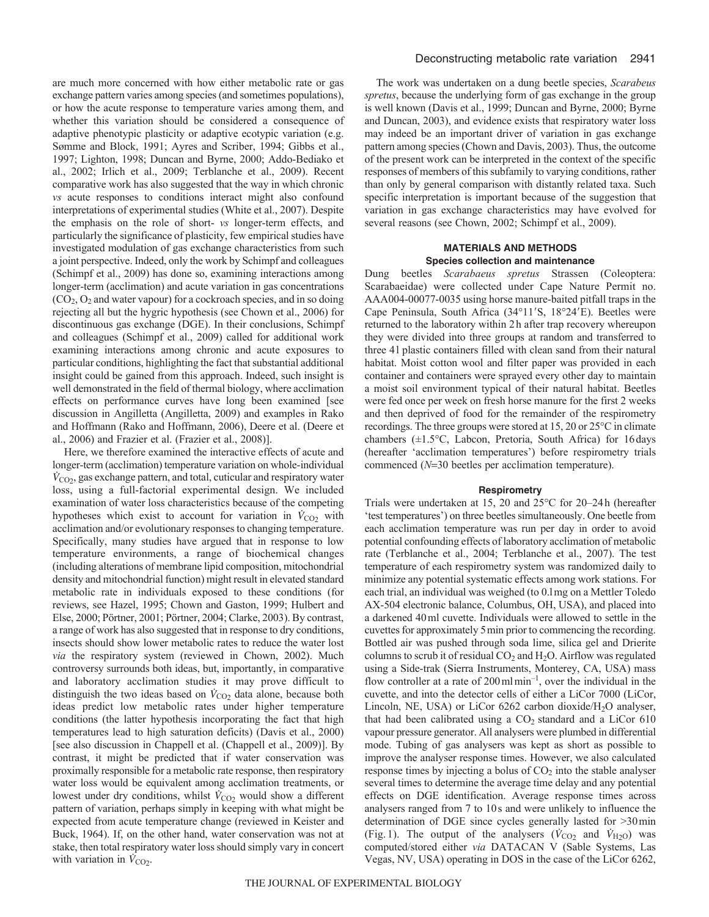are much more concerned with how either metabolic rate or gas exchange pattern varies among species (and sometimes populations), or how the acute response to temperature varies among them, and whether this variation should be considered a consequence of adaptive phenotypic plasticity or adaptive ecotypic variation (e.g. Sømme and Block, 1991; Ayres and Scriber, 1994; Gibbs et al., 1997; Lighton, 1998; Duncan and Byrne, 2000; Addo-Bediako et al., 2002; Irlich et al., 2009; Terblanche et al., 2009). Recent comparative work has also suggested that the way in which chronic *vs* acute responses to conditions interact might also confound interpretations of experimental studies (White et al., 2007). Despite the emphasis on the role of short- *vs* longer-term effects, and particularly the significance of plasticity, few empirical studies have investigated modulation of gas exchange characteristics from such a joint perspective. Indeed, only the work by Schimpf and colleagues (Schimpf et al., 2009) has done so, examining interactions among longer-term (acclimation) and acute variation in gas concentrations ($CO_2$, $O_2$ and water vapour) for a cockroach species, and in so doing rejecting all but the hygric hypothesis (see Chown et al., 2006) for discontinuous gas exchange (DGE). In their conclusions, Schimpf and colleagues (Schimpf et al., 2009) called for additional work examining interactions among chronic and acute exposures to particular conditions, highlighting the fact that substantial additional insight could be gained from this approach. Indeed, such insight is well demonstrated in the field of thermal biology, where acclimation effects on performance curves have long been examined [see discussion in Angilletta (Angilletta, 2009) and examples in Rako and Hoffmann (Rako and Hoffmann, 2006), Deere et al. (Deere et al., 2006) and Frazier et al. (Frazier et al., 2008)].

Here, we therefore examined the interactive effects of acute and longer-term (acclimation) temperature variation on whole-individual $\dot{V}_{CO_2}$, gas exchange pattern, and total, cuticular and respiratory water loss, using a full-factorial experimental design. We included examination of water loss characteristics because of the competing hypotheses which exist to account for variation in $\dot{V}_{CO_2}$ with acclimation and/or evolutionary responses to changing temperature. Specifically, many studies have argued that in response to low temperature environments, a range of biochemical changes (including alterations of membrane lipid composition, mitochondrial density and mitochondrial function) might result in elevated standard metabolic rate in individuals exposed to these conditions (for reviews, see Hazel, 1995; Chown and Gaston, 1999; Hulbert and Else, 2000; Pörtner, 2001; Pörtner, 2004; Clarke, 2003). By contrast, a range of work has also suggested that in response to dry conditions, insects should show lower metabolic rates to reduce the water lost *via* the respiratory system (reviewed in Chown, 2002). Much controversy surrounds both ideas, but, importantly, in comparative and laboratory acclimation studies it may prove difficult to distinguish the two ideas based on $\dot{V}_{CO_2}$ data alone, because both ideas predict low metabolic rates under higher temperature conditions (the latter hypothesis incorporating the fact that high temperatures lead to high saturation deficits) (Davis et al., 2000) [see also discussion in Chappell et al. (Chappell et al., 2009)]. By contrast, it might be predicted that if water conservation was proximally responsible for a metabolic rate response, then respiratory water loss would be equivalent among acclimation treatments, or lowest under dry conditions, whilst $\dot{V}_{CO_2}$ would show a different pattern of variation, perhaps simply in keeping with what might be expected from acute temperature change (reviewed in Keister and Buck, 1964). If, on the other hand, water conservation was not at stake, then total respiratory water loss should simply vary in concert with variation in $\dot{V}_{CO_2}$.

The work was undertaken on a dung beetle species, *Scarabeus spretus*, because the underlying form of gas exchange in the group is well known (Davis et al., 1999; Duncan and Byrne, 2000; Byrne and Duncan, 2003), and evidence exists that respiratory water loss may indeed be an important driver of variation in gas exchange pattern among species (Chown and Davis, 2003). Thus, the outcome of the present work can be interpreted in the context of the specific responses of members of this subfamily to varying conditions, rather than only by general comparison with distantly related taxa. Such specific interpretation is important because of the suggestion that variation in gas exchange characteristics may have evolved for several reasons (see Chown, 2002; Schimpf et al., 2009).

## MATERIALS AND METHODS

### Species collection and maintenance

Dung beetles *Scarabaeus spretus* Strassen (Coleoptera: Scarabaeidae) were collected under Cape Nature Permit no. AAA004-00077-0035 using horse manure-baited pitfall traps in the Cape Peninsula, South Africa (34°11′S, 18°24′E). Beetles were returned to the laboratory within 2 h after trap recovery whereupon they were divided into three groups at random and transferred to three 4 l plastic containers filled with clean sand from their natural habitat. Moist cotton wool and filter paper was provided in each container and containers were sprayed every other day to maintain a moist soil environment typical of their natural habitat. Beetles were fed once per week on fresh horse manure for the first 2 weeks and then deprived of food for the remainder of the respirometry recordings. The three groups were stored at 15, 20 or 25°C in climate chambers (±1.5°C, Labcon, Pretoria, South Africa) for 16 days (hereafter 'acclimation temperatures') before respirometry trials commenced (*N*=30 beetles per acclimation temperature).

### Respirometry

Trials were undertaken at 15, 20 and 25°C for 20–24 h (hereafter 'test temperatures') on three beetles simultaneously. One beetle from each acclimation temperature was run per day in order to avoid potential confounding effects of laboratory acclimation of metabolic rate (Terblanche et al., 2004; Terblanche et al., 2007). The test temperature of each respirometry system was randomized daily to minimize any potential systematic effects among work stations. For each trial, an individual was weighed (to 0.1 mg on a Mettler Toledo AX-504 electronic balance, Columbus, OH, USA), and placed into a darkened 40 ml cuvette. Individuals were allowed to settle in the cuvettes for approximately 5 min prior to commencing the recording. Bottled air was pushed through soda lime, silica gel and Drierite columns to scrub it of residual $CO_2$ and $H_2O$. Airflow was regulated using a Side-trak (Sierra Instruments, Monterey, CA, USA) mass flow controller at a rate of 200 ml min$^{-1}$, over the individual in the cuvette, and into the detector cells of either a LiCor 7000 (LiCor, Lincoln, NE, USA) or LiCor 6262 carbon dioxide/$H_2O$ analyser, that had been calibrated using a $CO_2$ standard and a LiCor 610 vapour pressure generator. All analysers were plumbed in differential mode. Tubing of gas analysers was kept as short as possible to improve the analyser response times. However, we also calculated response times by injecting a bolus of $CO_2$ into the stable analyser several times to determine the average time delay and any potential effects on DGE identification. Average response times across analysers ranged from 7 to 10 s and were unlikely to influence the determination of DGE since cycles generally lasted for >30 min (Fig. 1). The output of the analysers ($\dot{V}_{CO_2}$ and $\dot{V}_{H_2O}$) was computed/stored either *via* DATACAN V (Sable Systems, Las Vegas, NV, USA) operating in DOS in the case of the LiCor 6262,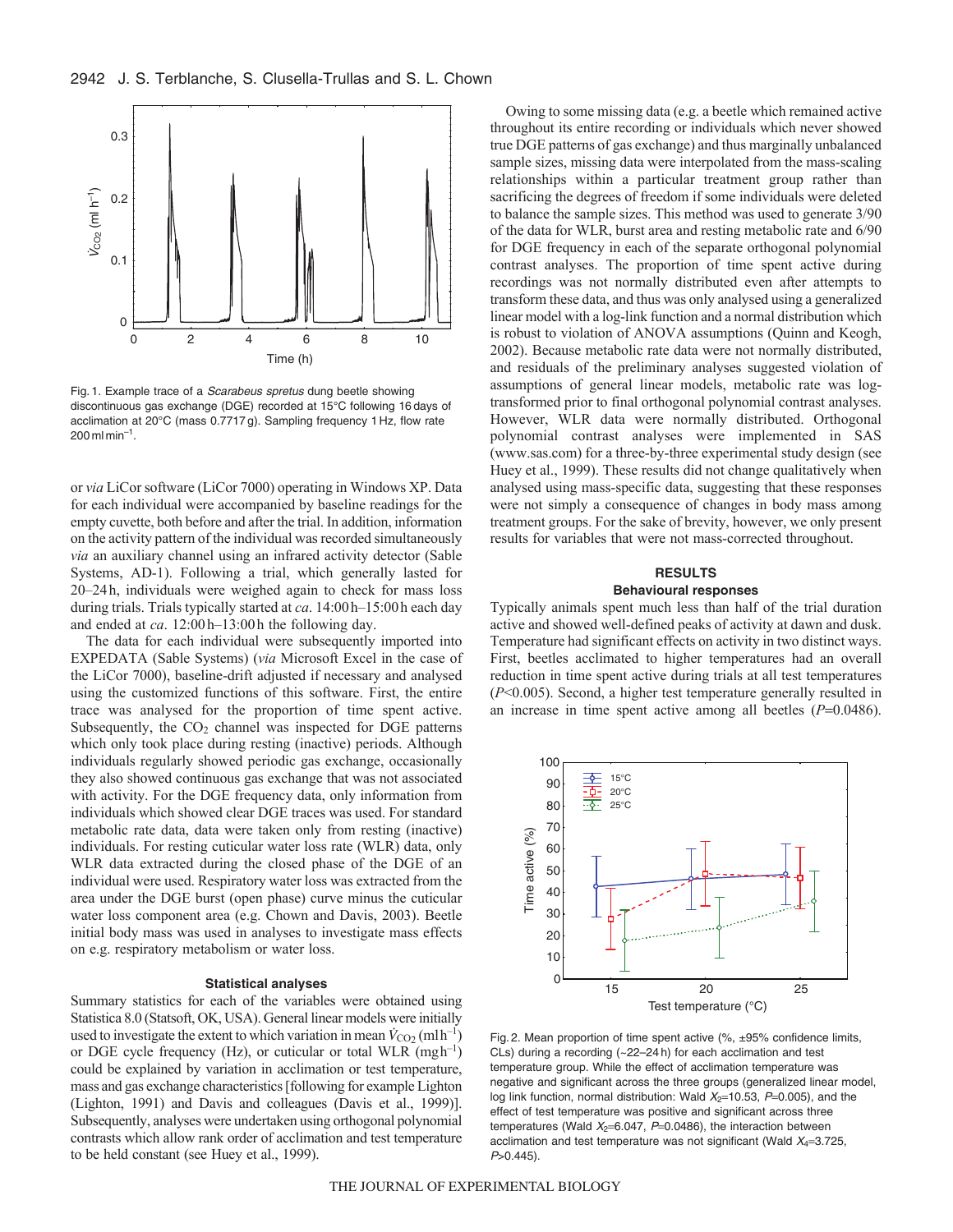Fig. 1. Example trace of a *Scarabeus spretus* dung beetle showing discontinuous gas exchange (DGE) recorded at 15°C following 16 days of acclimation at 20°C (mass 0.7717 g). Sampling frequency 1 Hz, flow rate 200 ml min$^{-1}$.

or *via* LiCor software (LiCor 7000) operating in Windows XP. Data for each individual were accompanied by baseline readings for the empty cuvette, both before and after the trial. In addition, information on the activity pattern of the individual was recorded simultaneously *via* an auxiliary channel using an infrared activity detector (Sable Systems, AD-1). Following a trial, which generally lasted for 20–24 h, individuals were weighed again to check for mass loss during trials. Trials typically started at *ca*. 14:00 h–15:00 h each day and ended at *ca*. 12:00 h–13:00 h the following day.

The data for each individual were subsequently imported into EXPEDATA (Sable Systems) (*via* Microsoft Excel in the case of the LiCor 7000), baseline-drift adjusted if necessary and analysed using the customized functions of this software. First, the entire trace was analysed for the proportion of time spent active. Subsequently, the $CO_2$ channel was inspected for DGE patterns which only took place during resting (inactive) periods. Although individuals regularly showed periodic gas exchange, occasionally they also showed continuous gas exchange that was not associated with activity. For the DGE frequency data, only information from individuals which showed clear DGE traces was used. For standard metabolic rate data, data were taken only from resting (inactive) individuals. For resting cuticular water loss rate (WLR) data, only WLR data extracted during the closed phase of the DGE of an individual were used. Respiratory water loss was extracted from the area under the DGE burst (open phase) curve minus the cuticular water loss component area (e.g. Chown and Davis, 2003). Beetle initial body mass was used in analyses to investigate mass effects on e.g. respiratory metabolism or water loss.

### Statistical analyses

Summary statistics for each of the variables were obtained using Statistica 8.0 (Statsoft, OK, USA). General linear models were initially used to investigate the extent to which variation in mean $\dot{V}_{CO_2}$ (ml h$^{-1}$) or DGE cycle frequency (Hz), or cuticular or total WLR (mg h$^{-1}$) could be explained by variation in acclimation or test temperature, mass and gas exchange characteristics [following for example Lighton (Lighton, 1991) and Davis and colleagues (Davis et al., 1999)]. Subsequently, analyses were undertaken using orthogonal polynomial contrasts which allow rank order of acclimation and test temperature to be held constant (see Huey et al., 1999).

Owing to some missing data (e.g. a beetle which remained active throughout its entire recording or individuals which never showed true DGE patterns of gas exchange) and thus marginally unbalanced sample sizes, missing data were interpolated from the mass-scaling relationships within a particular treatment group rather than sacrificing the degrees of freedom if some individuals were deleted to balance the sample sizes. This method was used to generate 3/90 of the data for WLR, burst area and resting metabolic rate and 6/90 for DGE frequency in each of the separate orthogonal polynomial contrast analyses. The proportion of time spent active during recordings was not normally distributed even after attempts to transform these data, and thus was only analysed using a generalized linear model with a log-link function and a normal distribution which is robust to violation of ANOVA assumptions (Quinn and Keogh, 2002). Because metabolic rate data were not normally distributed, and residuals of the preliminary analyses suggested violation of assumptions of general linear models, metabolic rate was log-transformed prior to final orthogonal polynomial contrast analyses. However, WLR data were normally distributed. Orthogonal polynomial contrast analyses were implemented in SAS (www.sas.com) for a three-by-three experimental study design (see Huey et al., 1999). These results did not change qualitatively when analysed using mass-specific data, suggesting that these responses were not simply a consequence of changes in body mass among treatment groups. For the sake of brevity, however, we only present results for variables that were not mass-corrected throughout.

## RESULTS

### Behavioural responses

Typically animals spent much less than half of the trial duration active and showed well-defined peaks of activity at dawn and dusk. Temperature had significant effects on activity in two distinct ways. First, beetles acclimated to higher temperatures had an overall reduction in time spent active during trials at all test temperatures ($P<0.005$). Second, a higher test temperature generally resulted in an increase in time spent active among all beetles ($P=0.0486$).

Fig. 2. Mean proportion of time spent active (%, ±95% confidence limits, CLs) during a recording (~22–24 h) for each acclimation and test temperature group. While the effect of acclimation temperature was negative and significant across the three groups (generalized linear model, log link function, normal distribution: Wald $X_2=10.53$, $P=0.005$), and the effect of test temperature was positive and significant across three temperatures (Wald $X_2=6.047$, $P=0.0486$), the interaction between acclimation and test temperature was not significant (Wald $X_4=3.725$, $P>0.445$).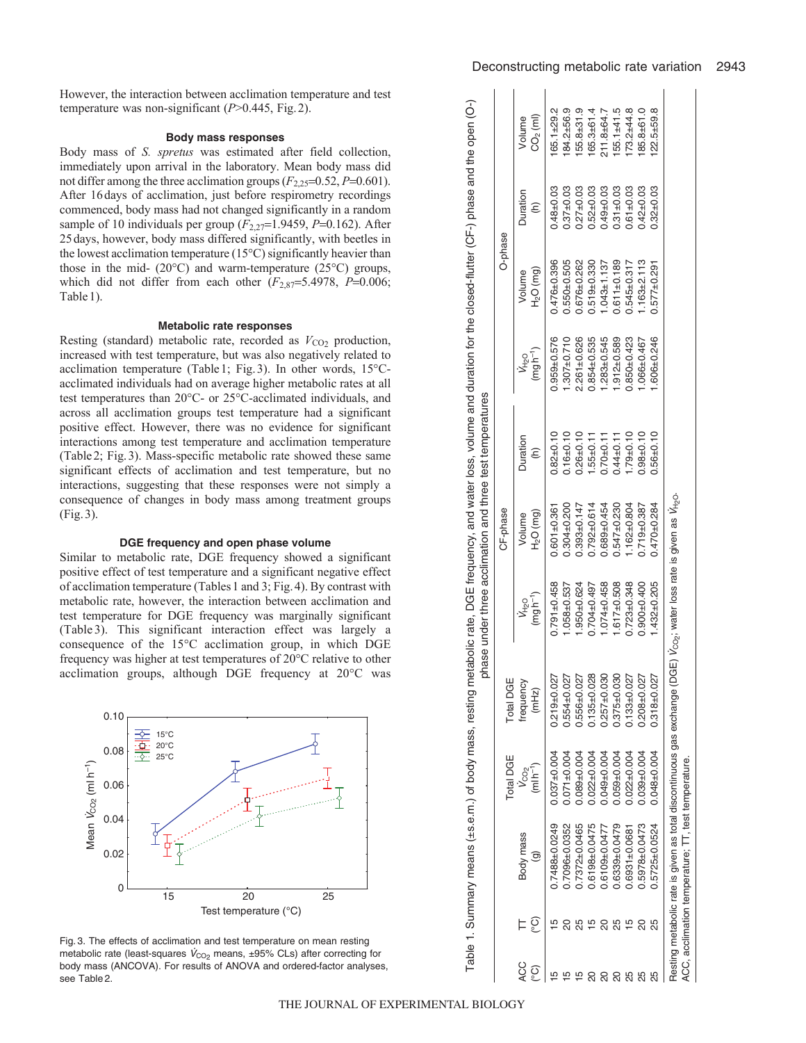However, the interaction between acclimation temperature and test temperature was non-significant ($P$>0.445, Fig. 2).

### Body mass responses

Body mass of *S. spretus* was estimated after field collection, immediately upon arrival in the laboratory. Mean body mass did not differ among the three acclimation groups ($F_{2,25}$=0.52, $P$=0.601). After 16 days of acclimation, just before respirometry recordings commenced, body mass had not changed significantly in a random sample of 10 individuals per group ($F_{2,27}$=1.9459, $P$=0.162). After 25 days, however, body mass differed significantly, with beetles in the lowest acclimation temperature (15°C) significantly heavier than those in the mid- (20°C) and warm-temperature (25°C) groups, which did not differ from each other ($F_{2,87}$=5.4978, $P$=0.006; Table 1).

### Metabolic rate responses

Resting (standard) metabolic rate, recorded as $V_{CO_2}$ production, increased with test temperature, but was also negatively related to acclimation temperature (Table 1; Fig. 3). In other words, 15°C-acclimated individuals had on average higher metabolic rates at all test temperatures than 20°C- or 25°C-acclimated individuals, and across all acclimation groups test temperature had a significant positive effect. However, there was no evidence for significant interactions among test temperature and acclimation temperature (Table 2; Fig. 3). Mass-specific metabolic rate showed these same significant effects of acclimation and test temperature, but no interactions, suggesting that these responses were not simply a consequence of changes in body mass among treatment groups (Fig. 3).

### DGE frequency and open phase volume

Similar to metabolic rate, DGE frequency showed a significant positive effect of test temperature and a significant negative effect of acclimation temperature (Tables 1 and 3; Fig. 4). By contrast with metabolic rate, however, the interaction between acclimation and test temperature for DGE frequency was marginally significant (Table 3). This significant interaction effect was largely a consequence of the 15°C acclimation group, in which DGE frequency was higher at test temperatures of 20°C relative to other acclimation groups, although DGE frequency at 20°C was

Fig. 3. The effects of acclimation and test temperature on mean resting metabolic rate (least-squares $\dot{V}_{CO_2}$ means, ±95% CLs) after correcting for body mass (ANCOVA). For results of ANOVA and ordered-factor analyses, see Table 2.

Table 1. Summary means (±s.e.m.) of body mass, resting metabolic rate, DGE frequency, and water loss, volume and duration for the closed-flutter (CF-) phase and the open (O-) phase under three acclimation and three test temperatures

| ACC (°C) | TT (°C) | Body mass (g) | Total DGE $\dot{V}_{CO_2}$ (ml h$^{-1}$) | Total DGE frequency (mHz) | CF-phase $\dot{V}_{H_2O}$ (mg h$^{-1}$) | CF-phase Volume $H_2O$ (mg) | CF-phase Duration (h) | O-phase $\dot{V}_{H_2O}$ (mg h$^{-1}$) | O-phase Volume $H_2O$ (mg) | O-phase Duration (h) | O-phase Volume $CO_2$ (ml) |
|---|---|---|---|---|---|---|---|---|---|---|---|
| 15 | 15 | 0.7488±0.0249 | 0.037±0.004 | 0.219±0.027 | 0.791±0.458 | 0.601±0.361 | 0.82±0.10 | 0.959±0.576 | 0.476±0.396 | 0.48±0.03 | 165.1±29.2 |
| 15 | 20 | 0.7096±0.0352 | 0.071±0.004 | 0.554±0.027 | 1.058±0.537 | 0.304±0.200 | 0.16±0.10 | 1.307±0.710 | 0.550±0.505 | 0.37±0.03 | 184.2±56.9 |
| 15 | 25 | 0.7372±0.0465 | 0.089±0.004 | 0.556±0.027 | 1.950±0.624 | 0.393±0.147 | 0.26±0.10 | 2.261±0.626 | 0.676±0.262 | 0.27±0.03 | 155.8±31.9 |
| 20 | 15 | 0.6198±0.0475 | 0.022±0.004 | 0.135±0.028 | 0.704±0.497 | 0.792±0.614 | 1.55±0.11 | 0.854±0.535 | 0.519±0.330 | 0.52±0.03 | 165.3±61.4 |
| 20 | 20 | 0.6109±0.0477 | 0.049±0.004 | 0.257±0.030 | 1.074±0.458 | 0.689±0.454 | 0.70±0.11 | 1.283±0.545 | 1.043±1.137 | 0.49±0.03 | 211.8±64.7 |
| 20 | 25 | 0.6339±0.0479 | 0.059±0.004 | 0.375±0.030 | 1.617±0.508 | 0.547±0.230 | 0.44±0.11 | 1.912±0.589 | 0.611±0.189 | 0.31±0.03 | 155.1±41.5 |
| 25 | 15 | 0.6931±0.0681 | 0.022±0.004 | 0.133±0.027 | 0.723±0.348 | 1.162±0.804 | 1.79±0.10 | 0.850±0.423 | 0.545±0.317 | 0.61±0.03 | 173.2±44.8 |
| 25 | 20 | 0.5978±0.0473 | 0.039±0.004 | 0.208±0.027 | 0.900±0.400 | 0.719±0.387 | 0.98±0.10 | 1.066±0.467 | 1.163±2.113 | 0.42±0.03 | 185.8±61.0 |
| 25 | 25 | 0.5725±0.0524 | 0.048±0.004 | 0.318±0.027 | 1.432±0.205 | 0.470±0.284 | 0.56±0.10 | 1.606±0.246 | 0.577±0.291 | 0.32±0.03 | 122.5±59.8 |

Resting metabolic rate is given as total discontinuous gas exchange (DGE) $\dot{V}_{CO_2}$; water loss rate is given as $\dot{V}_{H_2O}$.
ACC, acclimation temperature; TT, test temperature.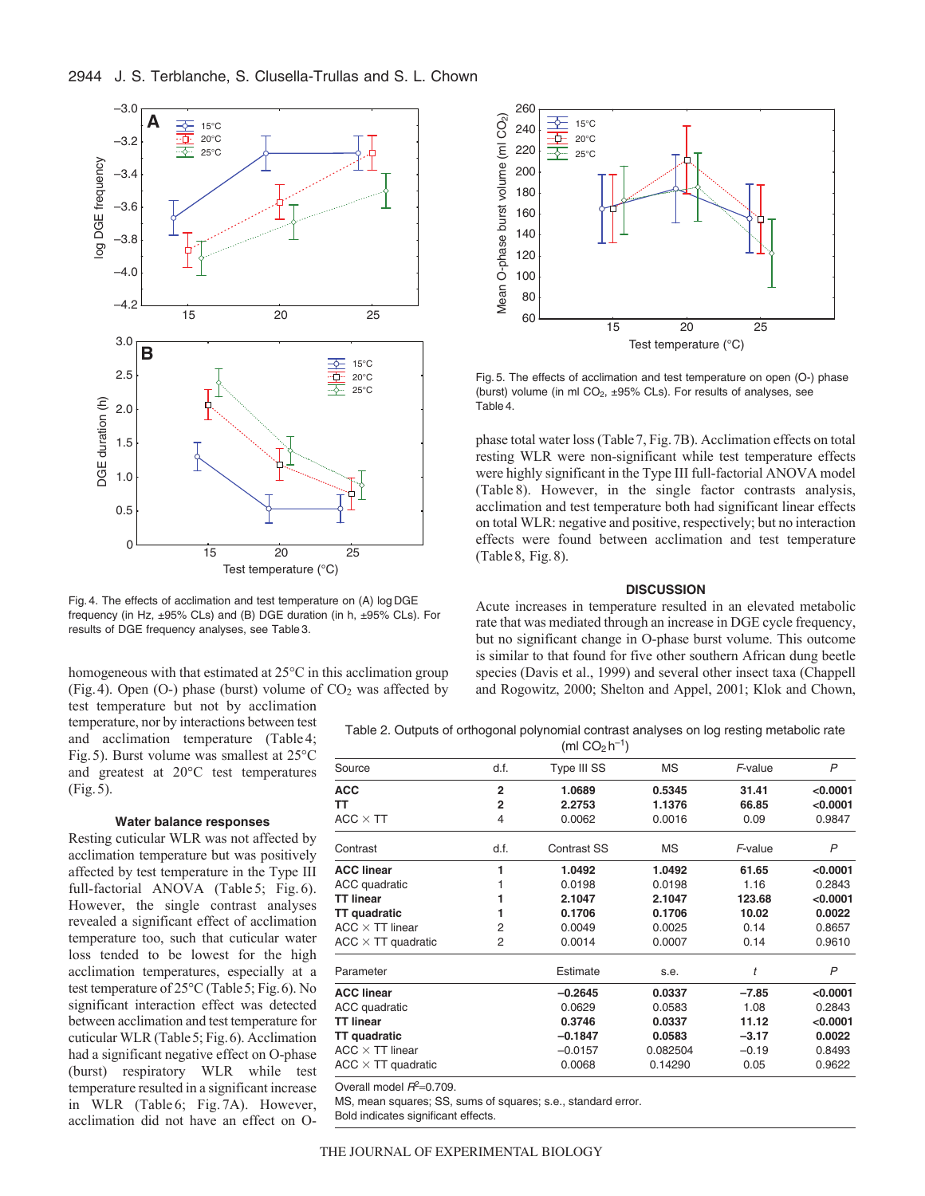Fig. 4. The effects of acclimation and test temperature on (A) log DGE frequency (in Hz, ±95% CLs) and (B) DGE duration (in h, ±95% CLs). For results of DGE frequency analyses, see Table 3.

Fig. 5. The effects of acclimation and test temperature on open (O-) phase (burst) volume (in ml $CO_2$, ±95% CLs). For results of analyses, see Table 4.

homogeneous with that estimated at 25°C in this acclimation group (Fig. 4). Open (O-) phase (burst) volume of $CO_2$ was affected by test temperature but not by acclimation temperature, nor by interactions between test and acclimation temperature (Table 4; Fig. 5). Burst volume was smallest at 25°C and greatest at 20°C test temperatures (Fig. 5).

### Water balance responses

Resting cuticular WLR was not affected by acclimation temperature but was positively affected by test temperature in the Type III full-factorial ANOVA (Table 5; Fig. 6). However, the single contrast analyses revealed a significant effect of acclimation temperature too, such that cuticular water loss tended to be lowest for the high acclimation temperatures, especially at a test temperature of 25°C (Table 5; Fig. 6). No significant interaction effect was detected between acclimation and test temperature for cuticular WLR (Table 5; Fig. 6). Acclimation had a significant negative effect on O-phase (burst) respiratory WLR while test temperature resulted in a significant increase in WLR (Table 6; Fig. 7A). However, acclimation did not have an effect on O-phase total water loss (Table 7, Fig. 7B). Acclimation effects on total resting WLR were non-significant while test temperature effects were highly significant in the Type III full-factorial ANOVA model (Table 8). However, in the single factor contrasts analysis, acclimation and test temperature both had significant linear effects on total WLR: negative and positive, respectively; but no interaction effects were found between acclimation and test temperature (Table 8, Fig. 8).

## DISCUSSION

Acute increases in temperature resulted in an elevated metabolic rate that was mediated through an increase in DGE cycle frequency, but no significant change in O-phase burst volume. This outcome is similar to that found for five other southern African dung beetle species (Davis et al., 1999) and several other insect taxa (Chappell and Rogowitz, 2000; Shelton and Appel, 2001; Klok and Chown,

Table 2. Outputs of orthogonal polynomial contrast analyses on log resting metabolic rate (ml $CO_2$ $h^{-1}$)

| Source | d.f. | Type III SS | MS | *F*-value | *P* |
|---|---|---|---|---|---|
| **ACC** | **2** | **1.0689** | **0.5345** | **31.41** | **<0.0001** |
| **TT** | **2** | **2.2753** | **1.1376** | **66.85** | **<0.0001** |
| ACC × TT | 4 | 0.0062 | 0.0016 | 0.09 | 0.9847 |
| Contrast | d.f. | Contrast SS | MS | *F*-value | *P* |
| **ACC linear** | **1** | **1.0492** | **1.0492** | **61.65** | **<0.0001** |
| ACC quadratic | 1 | 0.0198 | 0.0198 | 1.16 | 0.2843 |
| **TT linear** | **1** | **2.1047** | **2.1047** | **123.68** | **<0.0001** |
| **TT quadratic** | **1** | **0.1706** | **0.1706** | **10.02** | **0.0022** |
| ACC × TT linear | 2 | 0.0049 | 0.0025 | 0.14 | 0.8657 |
| ACC × TT quadratic | 2 | 0.0014 | 0.0007 | 0.14 | 0.9610 |
| Parameter | | Estimate | s.e. | *t* | *P* |
| **ACC linear** | | **–0.2645** | **0.0337** | **–7.85** | **<0.0001** |
| ACC quadratic | | 0.0629 | 0.0583 | 1.08 | 0.2843 |
| **TT linear** | | **0.3746** | **0.0337** | **11.12** | **<0.0001** |
| **TT quadratic** | | **–0.1847** | **0.0583** | **–3.17** | **0.0022** |
| ACC × TT linear | | –0.0157 | 0.082504 | –0.19 | 0.8493 |
| ACC × TT quadratic | | 0.0068 | 0.14290 | 0.05 | 0.9622 |

Overall model $R^2$=0.709.

MS, mean squares; SS, sums of squares; s.e., standard error.

Bold indicates significant effects.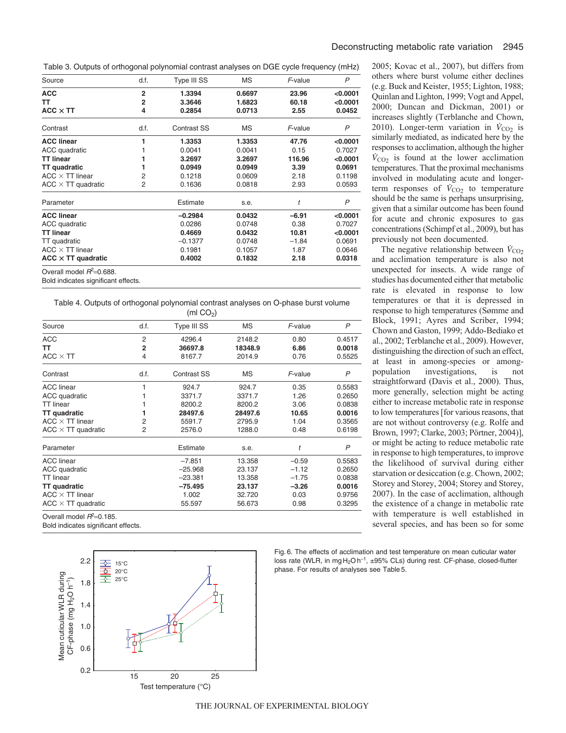Table 3. Outputs of orthogonal polynomial contrast analyses on DGE cycle frequency (mHz)

| Source | d.f. | Type III SS | MS | *F*-value | *P* |
|---|---|---|---|---|---|
| **ACC** | **2** | **1.3394** | **0.6697** | **23.96** | **<0.0001** |
| **TT** | **2** | **3.3646** | **1.6823** | **60.18** | **<0.0001** |
| **ACC × TT** | **4** | **0.2854** | **0.0713** | **2.55** | **0.0452** |
| Contrast | d.f. | Contrast SS | MS | *F*-value | *P* |
| **ACC linear** | **1** | **1.3353** | **1.3353** | **47.76** | **<0.0001** |
| ACC quadratic | 1 | 0.0041 | 0.0041 | 0.15 | 0.7027 |
| **TT linear** | **1** | **3.2697** | **3.2697** | **116.96** | **<0.0001** |
| **TT quadratic** | **1** | **0.0949** | **0.0949** | **3.39** | **0.0691** |
| ACC × TT linear | 2 | 0.1218 | 0.0609 | 2.18 | 0.1198 |
| ACC × TT quadratic | 2 | 0.1636 | 0.0818 | 2.93 | 0.0593 |
| Parameter | | Estimate | s.e. | *t* | *P* |
| **ACC linear** | | **−0.2984** | **0.0432** | **−6.91** | **<0.0001** |
| ACC quadratic | | 0.0286 | 0.0748 | 0.38 | 0.7027 |
| **TT linear** | | **0.4669** | **0.0432** | **10.81** | **<0.0001** |
| TT quadratic | | −0.1377 | 0.0748 | −1.84 | 0.0691 |
| ACC × TT linear | | 0.1981 | 0.1057 | 1.87 | 0.0646 |
| **ACC × TT quadratic** | | **0.4002** | **0.1832** | **2.18** | **0.0318** |

Overall model $R^2$=0.688.
Bold indicates significant effects.

Table 4. Outputs of orthogonal polynomial contrast analyses on O-phase burst volume (ml $CO_2$)

| Source | d.f. | Type III SS | MS | *F*-value | *P* |
|---|---|---|---|---|---|
| ACC | 2 | 4296.4 | 2148.2 | 0.80 | 0.4517 |
| **TT** | **2** | **36697.8** | **18348.9** | **6.86** | **0.0018** |
| ACC × TT | 4 | 8167.7 | 2014.9 | 0.76 | 0.5525 |
| Contrast | d.f. | Contrast SS | MS | *F*-value | *P* |
| ACC linear | 1 | 924.7 | 924.7 | 0.35 | 0.5583 |
| ACC quadratic | 1 | 3371.7 | 3371.7 | 1.26 | 0.2650 |
| TT linear | 1 | 8200.2 | 8200.2 | 3.06 | 0.0838 |
| **TT quadratic** | **1** | **28497.6** | **28497.6** | **10.65** | **0.0016** |
| ACC × TT linear | 2 | 5591.7 | 2795.9 | 1.04 | 0.3565 |
| ACC × TT quadratic | 2 | 2576.0 | 1288.0 | 0.48 | 0.6198 |
| Parameter | | Estimate | s.e. | *t* | *P* |
| ACC linear | | −7.851 | 13.358 | −0.59 | 0.5583 |
| ACC quadratic | | −25.968 | 23.137 | −1.12 | 0.2650 |
| TT linear | | −23.381 | 13.358 | −1.75 | 0.0838 |
| **TT quadratic** | | **−75.495** | **23.137** | **−3.26** | **0.0016** |
| ACC × TT linear | | 1.002 | 32.720 | 0.03 | 0.9756 |
| ACC × TT quadratic | | 55.597 | 56.673 | 0.98 | 0.3295 |

Overall model $R^2$=0.185.
Bold indicates significant effects.

2005; Kovac et al., 2007), but differs from others where burst volume either declines (e.g. Buck and Keister, 1955; Lighton, 1988; Quinlan and Lighton, 1999; Vogt and Appel, 2000; Duncan and Dickman, 2001) or increases slightly (Terblanche and Chown, 2010). Longer-term variation in $\dot{V}_{CO_2}$ is similarly mediated, as indicated here by the responses to acclimation, although the higher $\dot{V}_{CO_2}$ is found at the lower acclimation temperatures. That the proximal mechanisms involved in modulating acute and longer-term responses of $\dot{V}_{CO_2}$ to temperature should be the same is perhaps unsurprising, given that a similar outcome has been found for acute and chronic exposures to gas concentrations (Schimpf et al., 2009), but has previously not been documented.

The negative relationship between $\dot{V}_{CO_2}$ and acclimation temperature is also not unexpected for insects. A wide range of studies has documented either that metabolic rate is elevated in response to low temperatures or that it is depressed in response to high temperatures (Sømme and Block, 1991; Ayres and Scriber, 1994; Chown and Gaston, 1999; Addo-Bediako et al., 2002; Terblanche et al., 2009). However, distinguishing the direction of such an effect, at least in among-species or among-population investigations, is not straightforward (Davis et al., 2000). Thus, more generally, selection might be acting either to increase metabolic rate in response to low temperatures [for various reasons, that are not without controversy (e.g. Rolfe and Brown, 1997; Clarke, 2003; Pörtner, 2004)], or might be acting to reduce metabolic rate in response to high temperatures, to improve the likelihood of survival during either starvation or desiccation (e.g. Chown, 2002; Storey and Storey, 2004; Storey and Storey, 2007). In the case of acclimation, although the existence of a change in metabolic rate with temperature is well established in several species, and has been so for some

Fig. 6. The effects of acclimation and test temperature on mean cuticular water loss rate (WLR, in mg $H_2O$ $h^{-1}$, ±95% CLs) during rest. CF-phase, closed-flutter phase. For results of analyses see Table 5.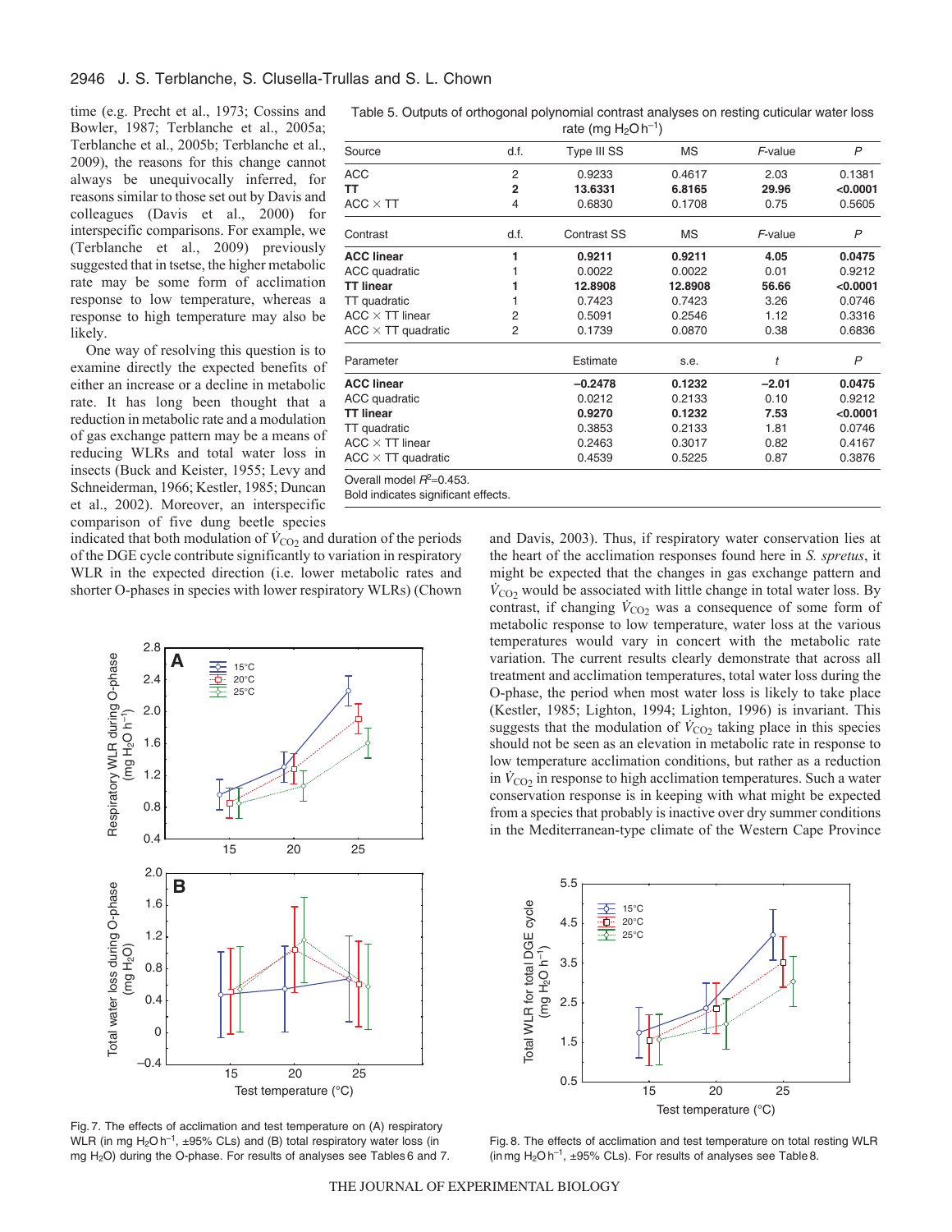time (e.g. Precht et al., 1973; Cossins and Bowler, 1987; Terblanche et al., 2005a; Terblanche et al., 2005b; Terblanche et al., 2009), the reasons for this change cannot always be unequivocally inferred, for reasons similar to those set out by Davis and colleagues (Davis et al., 2000) for interspecific comparisons. For example, we (Terblanche et al., 2009) previously suggested that in tsetse, the higher metabolic rate may be some form of acclimation response to low temperature, whereas a response to high temperature may also be likely.

One way of resolving this question is to examine directly the expected benefits of either an increase or a decline in metabolic rate. It has long been thought that a reduction in metabolic rate and a modulation of gas exchange pattern may be a means of reducing WLRs and total water loss in insects (Buck and Keister, 1955; Levy and Schneiderman, 1966; Kestler, 1985; Duncan et al., 2002). Moreover, an interspecific comparison of five dung beetle species indicated that both modulation of $\dot{V}_{CO_2}$ and duration of the periods of the DGE cycle contribute significantly to variation in respiratory WLR in the expected direction (i.e. lower metabolic rates and shorter O-phases in species with lower respiratory WLRs) (Chown and Davis, 2003). Thus, if respiratory water conservation lies at the heart of the acclimation responses found here in *S. spretus*, it might be expected that the changes in gas exchange pattern and $\dot{V}_{CO_2}$ would be associated with little change in total water loss. By contrast, if changing $\dot{V}_{CO_2}$ was a consequence of some form of metabolic response to low temperature, water loss at the various temperatures would vary in concert with the metabolic rate variation. The current results clearly demonstrate that across all treatment and acclimation temperatures, total water loss during the O-phase, the period when most water loss is likely to take place (Kestler, 1985; Lighton, 1994; Lighton, 1996) is invariant. This suggests that the modulation of $\dot{V}_{CO_2}$ taking place in this species should not be seen as an elevation in metabolic rate in response to low temperature acclimation conditions, but rather as a reduction in $\dot{V}_{CO_2}$ in response to high acclimation temperatures. Such a water conservation response is in keeping with what might be expected from a species that probably is inactive over dry summer conditions in the Mediterranean-type climate of the Western Cape Province

Table 5. Outputs of orthogonal polynomial contrast analyses on resting cuticular water loss rate (mg $H_2O$ $h^{-1}$)

| Source | d.f. | Type III SS | MS | *F*-value | *P* |
|---|---|---|---|---|---|
| ACC | 2 | 0.9233 | 0.4617 | 2.03 | 0.1381 |
| **TT** | **2** | **13.6331** | **6.8165** | **29.96** | **<0.0001** |
| ACC × TT | 4 | 0.6830 | 0.1708 | 0.75 | 0.5605 |
| **Contrast** | **d.f.** | **Contrast SS** | **MS** | ***F*-value** | ***P*** |
| **ACC linear** | **1** | **0.9211** | **0.9211** | **4.05** | **0.0475** |
| ACC quadratic | 1 | 0.0022 | 0.0022 | 0.01 | 0.9212 |
| **TT linear** | **1** | **12.8908** | **12.8908** | **56.66** | **<0.0001** |
| TT quadratic | 1 | 0.7423 | 0.7423 | 3.26 | 0.0746 |
| ACC × TT linear | 2 | 0.5091 | 0.2546 | 1.12 | 0.3316 |
| ACC × TT quadratic | 2 | 0.1739 | 0.0870 | 0.38 | 0.6836 |
| **Parameter** | | **Estimate** | **s.e.** | ***t*** | ***P*** |
| **ACC linear** | | **–0.2478** | **0.1232** | **–2.01** | **0.0475** |
| ACC quadratic | | 0.0212 | 0.2133 | 0.10 | 0.9212 |
| **TT linear** | | **0.9270** | **0.1232** | **7.53** | **<0.0001** |
| TT quadratic | | 0.3853 | 0.2133 | 1.81 | 0.0746 |
| ACC × TT linear | | 0.2463 | 0.3017 | 0.82 | 0.4167 |
| ACC × TT quadratic | | 0.4539 | 0.5225 | 0.87 | 0.3876 |

Overall model $R^2$=0.453.
Bold indicates significant effects.

Fig. 7. The effects of acclimation and test temperature on (A) respiratory WLR (in mg $H_2O$ $h^{-1}$, ±95% CLs) and (B) total respiratory water loss (in mg $H_2O$) during the O-phase. For results of analyses see Tables 6 and 7.

Fig. 8. The effects of acclimation and test temperature on total resting WLR (in mg $H_2O$ $h^{-1}$, ±95% CLs). For results of analyses see Table 8.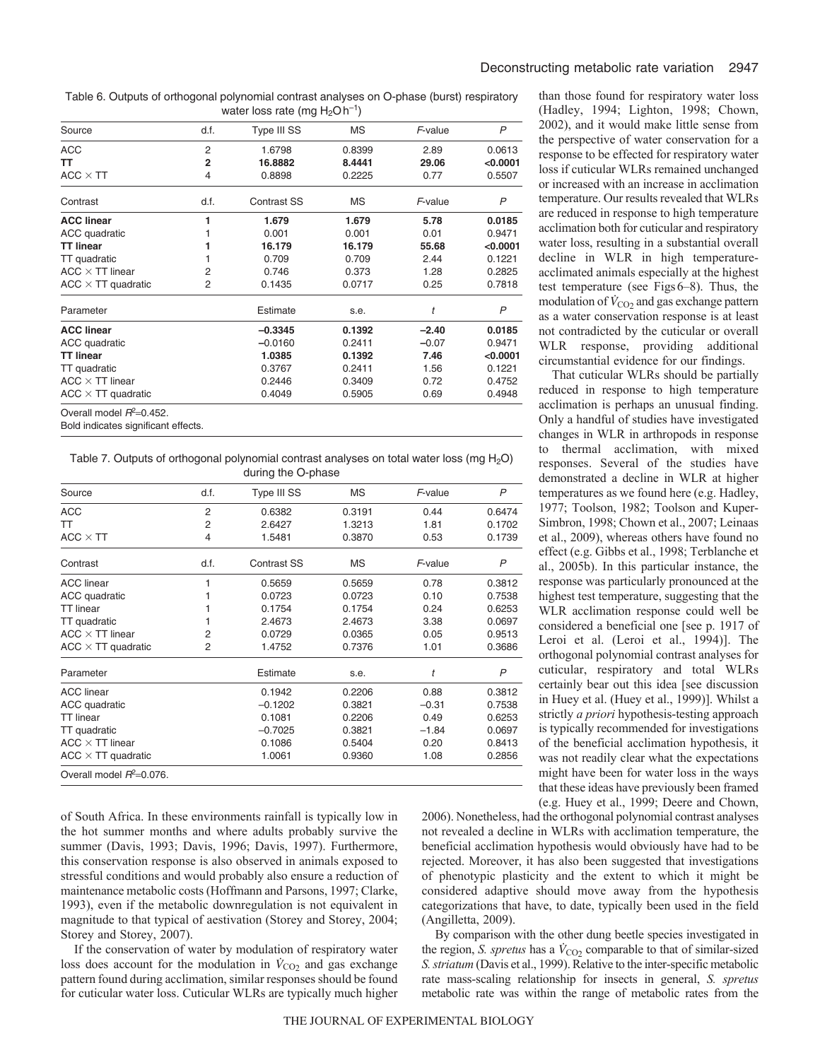Table 6. Outputs of orthogonal polynomial contrast analyses on O-phase (burst) respiratory water loss rate (mg $H_2O\,h^{-1}$)

| Source | d.f. | Type III SS | MS | *F*-value | *P* |
|---|---|---|---|---|---|
| ACC | 2 | 1.6798 | 0.8399 | 2.89 | 0.0613 |
| **TT** | **2** | **16.8882** | **8.4441** | **29.06** | **<0.0001** |
| ACC × TT | 4 | 0.8898 | 0.2225 | 0.77 | 0.5507 |
| Contrast | d.f. | Contrast SS | MS | *F*-value | *P* |
| **ACC linear** | **1** | **1.679** | **1.679** | **5.78** | **0.0185** |
| ACC quadratic | 1 | 0.001 | 0.001 | 0.01 | 0.9471 |
| **TT linear** | **1** | **16.179** | **16.179** | **55.68** | **<0.0001** |
| TT quadratic | 1 | 0.709 | 0.709 | 2.44 | 0.1221 |
| ACC × TT linear | 2 | 0.746 | 0.373 | 1.28 | 0.2825 |
| ACC × TT quadratic | 2 | 0.1435 | 0.0717 | 0.25 | 0.7818 |
| Parameter | | Estimate | s.e. | *t* | *P* |
| **ACC linear** | | **–0.3345** | **0.1392** | **–2.40** | **0.0185** |
| ACC quadratic | | –0.0160 | 0.2411 | –0.07 | 0.9471 |
| **TT linear** | | **1.0385** | **0.1392** | **7.46** | **<0.0001** |
| TT quadratic | | 0.3767 | 0.2411 | 1.56 | 0.1221 |
| ACC × TT linear | | 0.2446 | 0.3409 | 0.72 | 0.4752 |
| ACC × TT quadratic | | 0.4049 | 0.5905 | 0.69 | 0.4948 |

Overall model $R^2$=0.452.

Bold indicates significant effects.

Table 7. Outputs of orthogonal polynomial contrast analyses on total water loss (mg $H_2O$) during the O-phase

| Source | d.f. | Type III SS | MS | *F*-value | *P* |
|---|---|---|---|---|---|
| ACC | 2 | 0.6382 | 0.3191 | 0.44 | 0.6474 |
| TT | 2 | 2.6427 | 1.3213 | 1.81 | 0.1702 |
| ACC × TT | 4 | 1.5481 | 0.3870 | 0.53 | 0.1739 |
| Contrast | d.f. | Contrast SS | MS | *F*-value | *P* |
| ACC linear | 1 | 0.5659 | 0.5659 | 0.78 | 0.3812 |
| ACC quadratic | 1 | 0.0723 | 0.0723 | 0.10 | 0.7538 |
| TT linear | 1 | 0.1754 | 0.1754 | 0.24 | 0.6253 |
| TT quadratic | 1 | 2.4673 | 2.4673 | 3.38 | 0.0697 |
| ACC × TT linear | 2 | 0.0729 | 0.0365 | 0.05 | 0.9513 |
| ACC × TT quadratic | 2 | 1.4752 | 0.7376 | 1.01 | 0.3686 |
| Parameter | | Estimate | s.e. | *t* | *P* |
| ACC linear | | 0.1942 | 0.2206 | 0.88 | 0.3812 |
| ACC quadratic | | –0.1202 | 0.3821 | –0.31 | 0.7538 |
| TT linear | | 0.1081 | 0.2206 | 0.49 | 0.6253 |
| TT quadratic | | –0.7025 | 0.3821 | –1.84 | 0.0697 |
| ACC × TT linear | | 0.1086 | 0.5404 | 0.20 | 0.8413 |
| ACC × TT quadratic | | 1.0061 | 0.9360 | 1.08 | 0.2856 |

Overall model $R^2$=0.076.

of South Africa. In these environments rainfall is typically low in the hot summer months and where adults probably survive the summer (Davis, 1993; Davis, 1996; Davis, 1997). Furthermore, this conservation response is also observed in animals exposed to stressful conditions and would probably also ensure a reduction of maintenance metabolic costs (Hoffmann and Parsons, 1997; Clarke, 1993), even if the metabolic downregulation is not equivalent in magnitude to that typical of aestivation (Storey and Storey, 2004; Storey and Storey, 2007).

If the conservation of water by modulation of respiratory water loss does account for the modulation in $\dot{V}_{CO_2}$ and gas exchange pattern found during acclimation, similar responses should be found for cuticular water loss. Cuticular WLRs are typically much higher than those found for respiratory water loss (Hadley, 1994; Lighton, 1998; Chown, 2002), and it would make little sense from the perspective of water conservation for a response to be effected for respiratory water loss if cuticular WLRs remained unchanged or increased with an increase in acclimation temperature. Our results revealed that WLRs are reduced in response to high temperature acclimation both for cuticular and respiratory water loss, resulting in a substantial overall decline in WLR in high temperature-acclimated animals especially at the highest test temperature (see Figs 6–8). Thus, the modulation of $\dot{V}_{CO_2}$ and gas exchange pattern as a water conservation response is at least not contradicted by the cuticular or overall WLR response, providing additional circumstantial evidence for our findings.

That cuticular WLRs should be partially reduced in response to high temperature acclimation is perhaps an unusual finding. Only a handful of studies have investigated changes in WLR in arthropods in response to thermal acclimation, with mixed responses. Several of the studies have demonstrated a decline in WLR at higher temperatures as we found here (e.g. Hadley, 1977; Toolson, 1982; Toolson and Kuper-Simbron, 1998; Chown et al., 2007; Leinaas et al., 2009), whereas others have found no effect (e.g. Gibbs et al., 1998; Terblanche et al., 2005b). In this particular instance, the response was particularly pronounced at the highest test temperature, suggesting that the WLR acclimation response could well be considered a beneficial one [see p. 1917 of Leroi et al. (Leroi et al., 1994)]. The orthogonal polynomial contrast analyses for cuticular, respiratory and total WLRs certainly bear out this idea [see discussion in Huey et al. (Huey et al., 1999)]. Whilst a strictly *a priori* hypothesis-testing approach is typically recommended for investigations of the beneficial acclimation hypothesis, it was not readily clear what the expectations might have been for water loss in the ways that these ideas have previously been framed (e.g. Huey et al., 1999; Deere and Chown, 2006). Nonetheless, had the orthogonal polynomial contrast analyses not revealed a decline in WLRs with acclimation temperature, the beneficial acclimation hypothesis would obviously have had to be rejected. Moreover, it has also been suggested that investigations of phenotypic plasticity and the extent to which it might be considered adaptive should move away from the hypothesis categorizations that have, to date, typically been used in the field (Angilletta, 2009).

By comparison with the other dung beetle species investigated in the region, *S. spretus* has a $\dot{V}_{CO_2}$ comparable to that of similar-sized *S. striatum* (Davis et al., 1999). Relative to the inter-specific metabolic rate mass-scaling relationship for insects in general, *S. spretus* metabolic rate was within the range of metabolic rates from the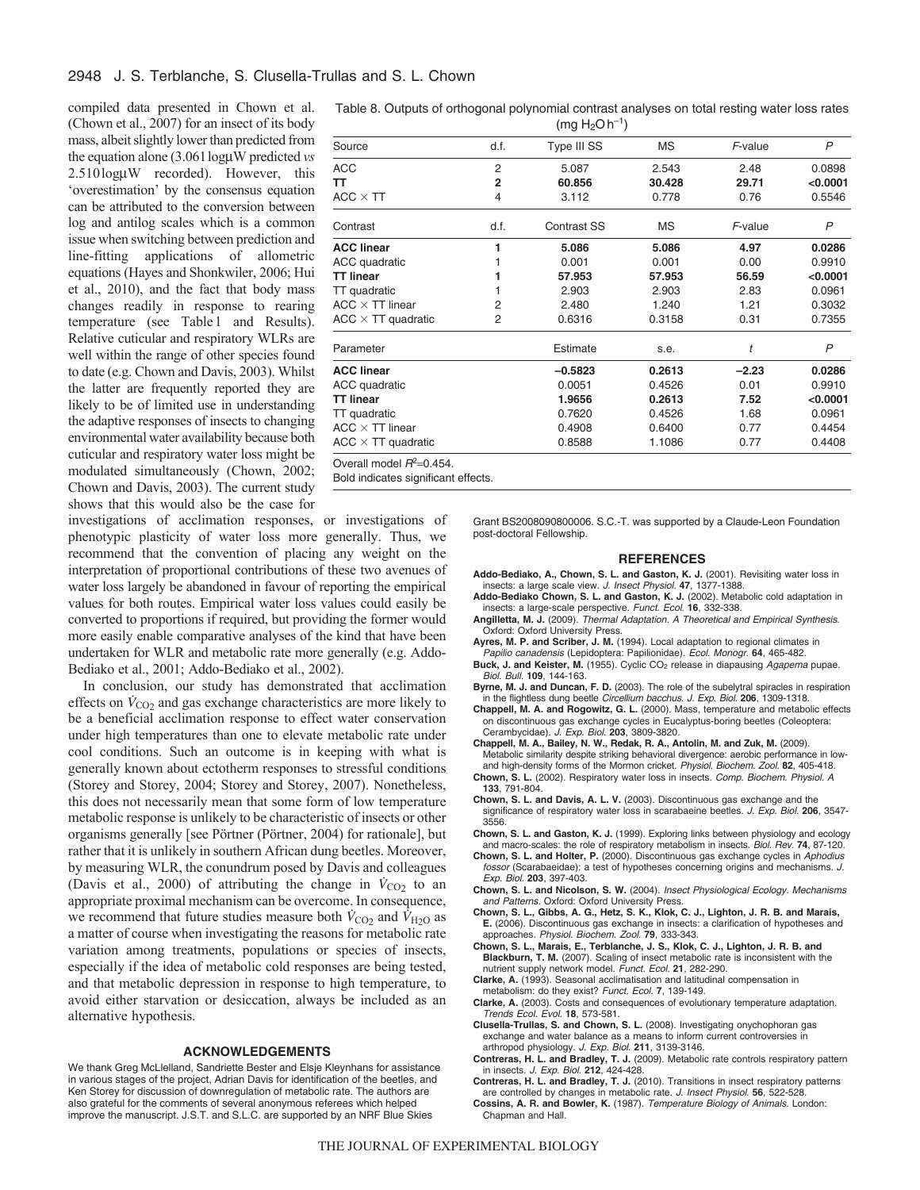compiled data presented in Chown et al. (Chown et al., 2007) for an insect of its body mass, albeit slightly lower than predicted from the equation alone (3.061 logμW predicted *vs* 2.510 logμW recorded). However, this 'overestimation' by the consensus equation can be attributed to the conversion between log and antilog scales which is a common issue when switching between prediction and line-fitting applications of allometric equations (Hayes and Shonkwiler, 2006; Hui et al., 2010), and the fact that body mass changes readily in response to rearing temperature (see Table 1 and Results). Relative cuticular and respiratory WLRs are well within the range of other species found to date (e.g. Chown and Davis, 2003). Whilst the latter are frequently reported they are likely to be of limited use in understanding the adaptive responses of insects to changing environmental water availability because both cuticular and respiratory water loss might be modulated simultaneously (Chown, 2002; Chown and Davis, 2003). The current study shows that this would also be the case for investigations of acclimation responses, or investigations of phenotypic plasticity of water loss more generally. Thus, we recommend that the convention of placing any weight on the interpretation of proportional contributions of these two avenues of water loss largely be abandoned in favour of reporting the empirical values for both routes. Empirical water loss values could easily be converted to proportions if required, but providing the former would more easily enable comparative analyses of the kind that have been undertaken for WLR and metabolic rate more generally (e.g. Addo-Bediako et al., 2001; Addo-Bediako et al., 2002).

In conclusion, our study has demonstrated that acclimation effects on $\dot{V}_{CO_2}$ and gas exchange characteristics are more likely to be a beneficial acclimation response to effect water conservation under high temperatures than one to elevate metabolic rate under cool conditions. Such an outcome is in keeping with what is generally known about ectotherm responses to stressful conditions (Storey and Storey, 2004; Storey and Storey, 2007). Nonetheless, this does not necessarily mean that some form of low temperature metabolic response is unlikely to be characteristic of insects or other organisms generally [see Pörtner (Pörtner, 2004) for rationale], but rather that it is unlikely in southern African dung beetles. Moreover, by measuring WLR, the conundrum posed by Davis and colleagues (Davis et al., 2000) of attributing the change in $\dot{V}_{CO_2}$ to an appropriate proximal mechanism can be overcome. In consequence, we recommend that future studies measure both $\dot{V}_{CO_2}$ and $\dot{V}_{H_2O}$ as a matter of course when investigating the reasons for metabolic rate variation among treatments, populations or species of insects, especially if the idea of metabolic cold responses are being tested, and that metabolic depression in response to high temperature, to avoid either starvation or desiccation, always be included as an alternative hypothesis.

Table 8. Outputs of orthogonal polynomial contrast analyses on total resting water loss rates (mg $H_2O$ $h^{-1}$)

| Source | d.f. | Type III SS | MS | *F*-value | *P* |
|---|---|---|---|---|---|
| ACC | 2 | 5.087 | 2.543 | 2.48 | 0.0898 |
| **TT** | **2** | **60.856** | **30.428** | **29.71** | **<0.0001** |
| ACC × TT | 4 | 3.112 | 0.778 | 0.76 | 0.5546 |
| Contrast | d.f. | Contrast SS | MS | *F*-value | *P* |
| **ACC linear** | **1** | **5.086** | **5.086** | **4.97** | **0.0286** |
| ACC quadratic | 1 | 0.001 | 0.001 | 0.00 | 0.9910 |
| **TT linear** | **1** | **57.953** | **57.953** | **56.59** | **<0.0001** |
| TT quadratic | 1 | 2.903 | 2.903 | 2.83 | 0.0961 |
| ACC × TT linear | 2 | 2.480 | 1.240 | 1.21 | 0.3032 |
| ACC × TT quadratic | 2 | 0.6316 | 0.3158 | 0.31 | 0.7355 |
| Parameter | | Estimate | s.e. | *t* | *P* |
| **ACC linear** | | **−0.5823** | **0.2613** | **−2.23** | **0.0286** |
| ACC quadratic | | 0.0051 | 0.4526 | 0.01 | 0.9910 |
| **TT linear** | | **1.9656** | **0.2613** | **7.52** | **<0.0001** |
| TT quadratic | | 0.7620 | 0.4526 | 1.68 | 0.0961 |
| ACC × TT linear | | 0.4908 | 0.6400 | 0.77 | 0.4454 |
| ACC × TT quadratic | | 0.8588 | 1.1086 | 0.77 | 0.4408 |

Overall model $R^2$=0.454.
Bold indicates significant effects.

## ACKNOWLEDGEMENTS

We thank Greg McLlelland, Sandriette Bester and Elsje Kleynhans for assistance in various stages of the project, Adrian Davis for identification of the beetles, and Ken Storey for discussion of downregulation of metabolic rate. The authors are also grateful for the comments of several anonymous referees which helped improve the manuscript. J.S.T. and S.L.C. are supported by an NRF Blue Skies Grant BS2008090800006. S.C.-T. was supported by a Claude-Leon Foundation post-doctoral Fellowship.

## REFERENCES

**Addo-Bediako, A., Chown, S. L. and Gaston, K. J.** (2001). Revisiting water loss in insects: a large scale view. *J. Insect Physiol.* **47**, 1377-1388.

**Addo-Bediako Chown, S. L. and Gaston, K. J.** (2002). Metabolic cold adaptation in insects: a large-scale perspective. *Funct. Ecol.* **16**, 332-338.

**Angilletta, M. J.** (2009). *Thermal Adaptation. A Theoretical and Empirical Synthesis.* Oxford: Oxford University Press.

**Ayres, M. P. and Scriber, J. M.** (1994). Local adaptation to regional climates in *Papilio canadensis* (Lepidoptera: Papilionidae). *Ecol. Monogr.* **64**, 465-482.

**Buck, J. and Keister, M.** (1955). Cyclic $CO_2$ release in diapausing *Agapema* pupae. *Biol. Bull.* **109**, 144-163.

**Byrne, M. J. and Duncan, F. D.** (2003). The role of the subelytral spiracles in respiration in the flightless dung beetle *Circellium bacchus*. *J. Exp. Biol.* **206**, 1309-1318.

**Chappell, M. A. and Rogowitz, G. L.** (2000). Mass, temperature and metabolic effects on discontinuous gas exchange cycles in Eucalyptus-boring beetles (Coleoptera: Cerambycidae). *J. Exp. Biol.* **203**, 3809-3820.

**Chappell, M. A., Bailey, N. W., Redak, R. A., Antolin, M. and Zuk, M.** (2009). Metabolic similarity despite striking behavioral divergence: aerobic performance in low- and high-density forms of the Mormon cricket. *Physiol. Biochem. Zool.* **82**, 405-418.

**Chown, S. L.** (2002). Respiratory water loss in insects. *Comp. Biochem. Physiol. A* **133**, 791-804.

**Chown, S. L. and Davis, A. L. V.** (2003). Discontinuous gas exchange and the significance of respiratory water loss in scarabaeine beetles. *J. Exp. Biol.* **206**, 3547-3556.

**Chown, S. L. and Gaston, K. J.** (1999). Exploring links between physiology and ecology and macro-scales: the role of respiratory metabolism in insects. *Biol. Rev.* **74**, 87-120.

**Chown, S. L. and Holter, P.** (2000). Discontinuous gas exchange cycles in *Aphodius fossor* (Scarabaeidae): a test of hypotheses concerning origins and mechanisms. *J. Exp. Biol.* **203**, 397-403.

**Chown, S. L. and Nicolson, S. W.** (2004). *Insect Physiological Ecology. Mechanisms and Patterns.* Oxford: Oxford University Press.

**Chown, S. L., Gibbs, A. G., Hetz, S. K., Klok, C. J., Lighton, J. R. B. and Marais, E.** (2006). Discontinuous gas exchange in insects: a clarification of hypotheses and approaches. *Physiol. Biochem. Zool.* **79**, 333-343.

**Chown, S. L., Marais, E., Terblanche, J. S., Klok, C. J., Lighton, J. R. B. and Blackburn, T. M.** (2007). Scaling of insect metabolic rate is inconsistent with the nutrient supply network model. *Funct. Ecol.* **21**, 282-290.

**Clarke, A.** (1993). Seasonal acclimatisation and latitudinal compensation in metabolism: do they exist? *Funct. Ecol.* **7**, 139-149.

**Clarke, A.** (2003). Costs and consequences of evolutionary temperature adaptation. *Trends Ecol. Evol.* **18**, 573-581.

**Clusella-Trullas, S. and Chown, S. L.** (2008). Investigating onychophoran gas exchange and water balance as a means to inform current controversies in arthropod physiology. *J. Exp. Biol.* **211**, 3139-3146.

**Contreras, H. L. and Bradley, T. J.** (2009). Metabolic rate controls respiratory pattern in insects. *J. Exp. Biol.* **212**, 424-428.

**Contreras, H. L. and Bradley, T. J.** (2010). Transitions in insect respiratory patterns are controlled by changes in metabolic rate. *J. Insect Physiol.* **56**, 522-528.

**Cossins, A. R. and Bowler, K.** (1987). *Temperature Biology of Animals.* London: Chapman and Hall.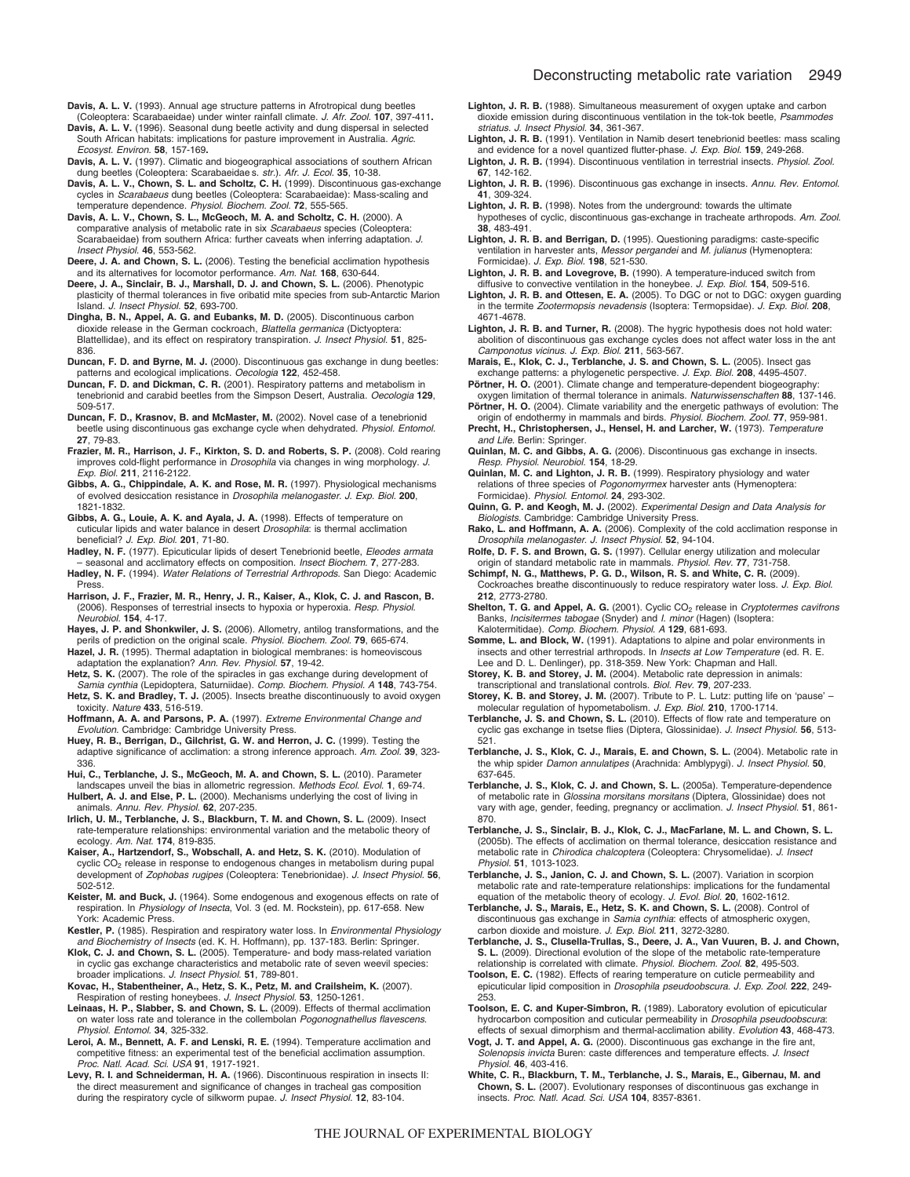**Davis, A. L. V.** (1993). Annual age structure patterns in Afrotropical dung beetles (Coleoptera: Scarabaeidae) under winter rainfall climate. *J. Afr. Zool.* **107**, 397-411**.**

**Davis, A. L. V.** (1996). Seasonal dung beetle activity and dung dispersal in selected South African habitats: implications for pasture improvement in Australia. *Agric. Ecosyst. Environ.* **58**, 157-169**.**

**Davis, A. L. V.** (1997). Climatic and biogeographical associations of southern African dung beetles (Coleoptera: Scarabaeidae s. *str*.). *Afr. J. Ecol.* **35**, 10-38.

**Davis, A. L. V., Chown, S. L. and Scholtz, C. H.** (1999). Discontinuous gas-exchange cycles in *Scarabaeus* dung beetles (Coleoptera: Scarabaeidae): Mass-scaling and temperature dependence. *Physiol. Biochem. Zool.* **72**, 555-565.

**Davis, A. L. V., Chown, S. L., McGeoch, M. A. and Scholtz, C. H.** (2000). A comparative analysis of metabolic rate in six *Scarabaeus* species (Coleoptera: Scarabaeidae) from southern Africa: further caveats when inferring adaptation. *J. Insect Physiol.* **46**, 553-562.

**Deere, J. A. and Chown, S. L.** (2006). Testing the beneficial acclimation hypothesis and its alternatives for locomotor performance. *Am. Nat.* **168**, 630-644.

**Deere, J. A., Sinclair, B. J., Marshall, D. J. and Chown, S. L.** (2006). Phenotypic plasticity of thermal tolerances in five oribatid mite species from sub-Antarctic Marion Island. *J. Insect Physiol.* **52**, 693-700.

**Dingha, B. N., Appel, A. G. and Eubanks, M. D.** (2005). Discontinuous carbon dioxide release in the German cockroach, *Blattella germanica* (Dictyoptera: Blattellidae), and its effect on respiratory transpiration. *J. Insect Physiol.* **51**, 825-836.

**Duncan, F. D. and Byrne, M. J.** (2000). Discontinuous gas exchange in dung beetles: patterns and ecological implications. *Oecologia* **122**, 452-458.

**Duncan, F. D. and Dickman, C. R.** (2001). Respiratory patterns and metabolism in tenebrionid and carabid beetles from the Simpson Desert, Australia. *Oecologia* **129**, 509-517.

**Duncan, F. D., Krasnov, B. and McMaster, M.** (2002). Novel case of a tenebrionid beetle using discontinuous gas exchange cycle when dehydrated. *Physiol. Entomol.* **27**, 79-83.

**Frazier, M. R., Harrison, J. F., Kirkton, S. D. and Roberts, S. P.** (2008). Cold rearing improves cold-flight performance in *Drosophila* via changes in wing morphology. *J. Exp. Biol.* **211**, 2116-2122.

**Gibbs, A. G., Chippindale, A. K. and Rose, M. R.** (1997). Physiological mechanisms of evolved desiccation resistance in *Drosophila melanogaster*. *J. Exp. Biol.* **200**, 1821-1832.

**Gibbs, A. G., Louie, A. K. and Ayala, J. A.** (1998). Effects of temperature on cuticular lipids and water balance in desert *Drosophila*: is thermal acclimation beneficial? *J. Exp. Biol.* **201**, 71-80.

**Hadley, N. F.** (1977). Epicuticular lipids of desert Tenebrionid beetle, *Eleodes armata* – seasonal and acclimatory effects on composition. *Insect Biochem.* **7**, 277-283.

**Hadley, N. F.** (1994). *Water Relations of Terrestrial Arthropods*. San Diego: Academic Press.

**Harrison, J. F., Frazier, M. R., Henry, J. R., Kaiser, A., Klok, C. J. and Rascon, B.** (2006). Responses of terrestrial insects to hypoxia or hyperoxia. *Resp. Physiol. Neurobiol.* **154**, 4-17.

**Hayes, J. P. and Shonkwiler, J. S.** (2006). Allometry, antilog transformations, and the perils of prediction on the original scale. *Physiol. Biochem. Zool.* **79**, 665-674.

**Hazel, J. R.** (1995). Thermal adaptation in biological membranes: is homeoviscous adaptation the explanation? *Ann. Rev. Physiol.* **57**, 19-42.

**Hetz, S. K.** (2007). The role of the spiracles in gas exchange during development of *Samia cynthia* (Lepidoptera, Saturniidae). *Comp. Biochem. Physiol. A* **148**, 743-754.

**Hetz, S. K. and Bradley, T. J.** (2005). Insects breathe discontinuously to avoid oxygen toxicity. *Nature* **433**, 516-519.

**Hoffmann, A. A. and Parsons, P. A.** (1997). *Extreme Environmental Change and Evolution*. Cambridge: Cambridge University Press.

**Huey, R. B., Berrigan, D., Gilchrist, G. W. and Herron, J. C.** (1999). Testing the adaptive significance of acclimation: a strong inference approach. *Am. Zool.* **39**, 323-336.

**Hui, C., Terblanche, J. S., McGeoch, M. A. and Chown, S. L.** (2010). Parameter landscapes unveil the bias in allometric regression. *Methods Ecol. Evol.* **1**, 69-74.

**Hulbert, A. J. and Else, P. L.** (2000). Mechanisms underlying the cost of living in animals. *Annu. Rev. Physiol.* **62**, 207-235.

**Irlich, U. M., Terblanche, J. S., Blackburn, T. M. and Chown, S. L.** (2009). Insect rate-temperature relationships: environmental variation and the metabolic theory of ecology. *Am. Nat.* **174**, 819-835.

**Kaiser, A., Hartzendorf, S., Wobschall, A. and Hetz, S. K.** (2010). Modulation of cyclic $CO_2$ release in response to endogenous changes in metabolism during pupal development of *Zophobas rugipes* (Coleoptera: Tenebrionidae). *J. Insect Physiol.* **56**, 502-512.

**Keister, M. and Buck, J.** (1964). Some endogenous and exogenous effects on rate of respiration. In *Physiology of Insecta*, Vol. 3 (ed. M. Rockstein), pp. 617-658. New York: Academic Press.

**Kestler, P.** (1985). Respiration and respiratory water loss. In *Environmental Physiology and Biochemistry of Insects* (ed. K. H. Hoffmann), pp. 137-183. Berlin: Springer.

**Klok, C. J. and Chown, S. L.** (2005). Temperature- and body mass-related variation in cyclic gas exchange characteristics and metabolic rate of seven weevil species: broader implications. *J. Insect Physiol.* **51**, 789-801.

**Kovac, H., Stabentheiner, A., Hetz, S. K., Petz, M. and Crailsheim, K.** (2007). Respiration of resting honeybees. *J. Insect Physiol.* **53**, 1250-1261.

**Leinaas, H. P., Slabber, S. and Chown, S. L.** (2009). Effects of thermal acclimation on water loss rate and tolerance in the collembolan *Pogonognathellus flavescens*. *Physiol. Entomol.* **34**, 325-332.

**Leroi, A. M., Bennett, A. F. and Lenski, R. E.** (1994). Temperature acclimation and competitive fitness: an experimental test of the beneficial acclimation assumption. *Proc. Natl. Acad. Sci. USA* **91**, 1917-1921.

**Levy, R. I. and Schneiderman, H. A.** (1966). Discontinuous respiration in insects II: the direct measurement and significance of changes in tracheal gas composition during the respiratory cycle of silkworm pupae. *J. Insect Physiol.* **12**, 83-104.

**Lighton, J. R. B.** (1988). Simultaneous measurement of oxygen uptake and carbon dioxide emission during discontinuous ventilation in the tok-tok beetle, *Psammodes striatus*. *J. Insect Physiol.* **34**, 361-367.

**Lighton, J. R. B.** (1991). Ventilation in Namib desert tenebrionid beetles: mass scaling and evidence for a novel quantized flutter-phase. *J. Exp. Biol.* **159**, 249-268.

**Lighton, J. R. B.** (1994). Discontinuous ventilation in terrestrial insects. *Physiol. Zool.* **67**, 142-162.

**Lighton, J. R. B.** (1996). Discontinuous gas exchange in insects. *Annu. Rev. Entomol.* **41**, 309-324.

**Lighton, J. R. B.** (1998). Notes from the underground: towards the ultimate hypotheses of cyclic, discontinuous gas-exchange in tracheate arthropods. *Am. Zool.* **38**, 483-491.

**Lighton, J. R. B. and Berrigan, D.** (1995). Questioning paradigms: caste-specific ventilation in harvester ants, *Messor pergandei* and *M. julianus* (Hymenoptera: Formicidae). *J. Exp. Biol.* **198**, 521-530.

**Lighton, J. R. B. and Lovegrove, B.** (1990). A temperature-induced switch from diffusive to convective ventilation in the honeybee. *J. Exp. Biol.* **154**, 509-516.

**Lighton, J. R. B. and Ottesen, E. A.** (2005). To DGC or not to DGC: oxygen guarding in the termite *Zootermopsis nevadensis* (Isoptera: Termopsidae). *J. Exp. Biol.* **208**, 4671-4678.

**Lighton, J. R. B. and Turner, R.** (2008). The hygric hypothesis does not hold water: abolition of discontinuous gas exchange cycles does not affect water loss in the ant *Camponotus vicinus*. *J. Exp. Biol.* **211**, 563-567.

**Marais, E., Klok, C. J., Terblanche, J. S. and Chown, S. L.** (2005). Insect gas exchange patterns: a phylogenetic perspective. *J. Exp. Biol.* **208**, 4495-4507.

**Pörtner, H. O.** (2001). Climate change and temperature-dependent biogeography: oxygen limitation of thermal tolerance in animals. *Naturwissenschaften* **88**, 137-146.

**Pörtner, H. O.** (2004). Climate variability and the energetic pathways of evolution: The origin of endothermy in mammals and birds. *Physiol. Biochem. Zool.* **77**, 959-981.

**Precht, H., Christophersen, J., Hensel, H. and Larcher, W.** (1973). *Temperature and Life*. Berlin: Springer.

**Quinlan, M. C. and Gibbs, A. G.** (2006). Discontinuous gas exchange in insects. *Resp. Physiol. Neurobiol.* **154**, 18-29.

**Quinlan, M. C. and Lighton, J. R. B.** (1999). Respiratory physiology and water relations of three species of *Pogonomyrmex* harvester ants (Hymenoptera: Formicidae). *Physiol. Entomol.* **24**, 293-302.

**Quinn, G. P. and Keogh, M. J.** (2002). *Experimental Design and Data Analysis for Biologists*. Cambridge: Cambridge University Press.

**Rako, L. and Hoffmann, A. A.** (2006). Complexity of the cold acclimation response in *Drosophila melanogaster*. *J. Insect Physiol.* **52**, 94-104.

**Rolfe, D. F. S. and Brown, G. S.** (1997). Cellular energy utilization and molecular origin of standard metabolic rate in mammals. *Physiol. Rev.* **77**, 731-758.

**Schimpf, N. G., Matthews, P. G. D., Wilson, R. S. and White, C. R.** (2009). Cockroaches breathe discontinuously to reduce respiratory water loss. *J. Exp. Biol.* **212**, 2773-2780.

**Shelton, T. G. and Appel, A. G.** (2001). Cyclic $CO_2$ release in *Cryptotermes cavifrons* Banks, *Incisitermes tabogae* (Snyder) and *I. minor* (Hagen) (Isoptera: Kalotermitidae). *Comp. Biochem. Physiol. A* **129**, 681-693.

**Sømme, L. and Block, W.** (1991). Adaptations to alpine and polar environments in insects and other terrestrial arthropods. In *Insects at Low Temperature* (ed. R. E. Lee and D. L. Denlinger), pp. 318-359. New York: Chapman and Hall.

**Storey, K. B. and Storey, J. M.** (2004). Metabolic rate depression in animals: transcriptional and translational controls. *Biol. Rev.* **79**, 207-233.

**Storey, K. B. and Storey, J. M.** (2007). Tribute to P. L. Lutz: putting life on 'pause' – molecular regulation of hypometabolism. *J. Exp. Biol.* **210**, 1700-1714.

**Terblanche, J. S. and Chown, S. L.** (2010). Effects of flow rate and temperature on cyclic gas exchange in tsetse flies (Diptera, Glossinidae). *J. Insect Physiol.* **56**, 513-521.

**Terblanche, J. S., Klok, C. J., Marais, E. and Chown, S. L.** (2004). Metabolic rate in the whip spider *Damon annulatipes* (Arachnida: Amblypygi). *J. Insect Physiol.* **50**, 637-645.

**Terblanche, J. S., Klok, C. J. and Chown, S. L.** (2005a). Temperature-dependence of metabolic rate in *Glossina morsitans morsitans* (Diptera, Glossinidae) does not vary with age, gender, feeding, pregnancy or acclimation. *J. Insect Physiol.* **51**, 861-870.

**Terblanche, J. S., Sinclair, B. J., Klok, C. J., MacFarlane, M. L. and Chown, S. L.** (2005b). The effects of acclimation on thermal tolerance, desiccation resistance and metabolic rate in *Chirodica chalcoptera* (Coleoptera: Chrysomelidae). *J. Insect Physiol.* **51**, 1013-1023.

**Terblanche, J. S., Janion, C. J. and Chown, S. L.** (2007). Variation in scorpion metabolic rate and rate-temperature relationships: implications for the fundamental equation of the metabolic theory of ecology. *J. Evol. Biol.* **20**, 1602-1612.

**Terblanche, J. S., Marais, E., Hetz, S. K. and Chown, S. L.** (2008). Control of discontinuous gas exchange in *Samia cynthia*: effects of atmospheric oxygen, carbon dioxide and moisture. *J. Exp. Biol.* **211**, 3272-3280.

**Terblanche, J. S., Clusella-Trullas, S., Deere, J. A., Van Vuuren, B. J. and Chown, S. L.** (2009). Directional evolution of the slope of the metabolic rate-temperature relationship is correlated with climate. *Physiol. Biochem. Zool.* **82**, 495-503.

**Toolson, E. C.** (1982). Effects of rearing temperature on cuticle permeability and epicuticular lipid composition in *Drosophila pseudoobscura*. *J. Exp. Zool.* **222**, 249-253.

**Toolson, E. C. and Kuper-Simbron, R.** (1989). Laboratory evolution of epicuticular hydrocarbon composition and cuticular permeability in *Drosophila pseudoobscura*: effects of sexual dimorphism and thermal-acclimation ability. *Evolution* **43**, 468-473.

**Vogt, J. T. and Appel, A. G.** (2000). Discontinuous gas exchange in the fire ant, *Solenopsis invicta* Buren: caste differences and temperature effects. *J. Insect Physiol.* **46**, 403-416.

**White, C. R., Blackburn, T. M., Terblanche, J. S., Marais, E., Gibernau, M. and Chown, S. L.** (2007). Evolutionary responses of discontinuous gas exchange in insects. *Proc. Natl. Acad. Sci. USA* **104**, 8357-8361.